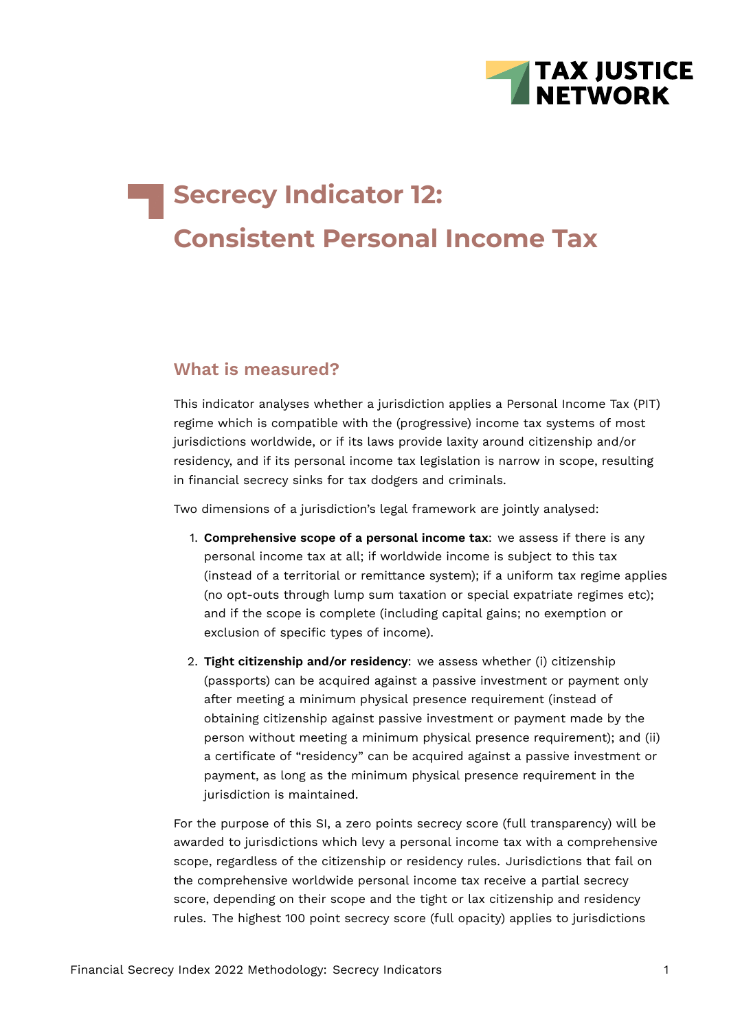# Secrecy Indicator 12: Consistent Personal Income Tax

## What is measured?

This indicator analyses whether a jurisdiction applies a Personal Income Tax (PIT) regime which is compatible with the (progressive) income tax systems of most jurisdictions worldwide, or if its laws provide laxity around citizenship and/or residency, and if its personal income tax legislation is narrow in scope, resulting in financial secrecy sinks for tax dodgers and criminals.

Two dimensions of a jurisdiction's legal framework are jointly analysed:

1. **Comprehensive scope of a personal income tax**: we assess if there is any personal income tax at all; if worldwide income is subject to this tax (instead of a territorial or remittance system); if a uniform tax regime applies (no opt-outs through lump sum taxation or special expatriate regimes etc); and if the scope is complete (including capital gains; no exemption or exclusion of specific types of income).
2. **Tight citizenship and/or residency**: we assess whether (i) citizenship (passports) can be acquired against a passive investment or payment only after meeting a minimum physical presence requirement (instead of obtaining citizenship against passive investment or payment made by the person without meeting a minimum physical presence requirement); and (ii) a certificate of "residency" can be acquired against a passive investment or payment, as long as the minimum physical presence requirement in the jurisdiction is maintained.

For the purpose of this SI, a zero points secrecy score (full transparency) will be awarded to jurisdictions which levy a personal income tax with a comprehensive scope, regardless of the citizenship or residency rules. Jurisdictions that fail on the comprehensive worldwide personal income tax receive a partial secrecy score, depending on their scope and the tight or lax citizenship and residency rules. The highest 100 point secrecy score (full opacity) applies to jurisdictions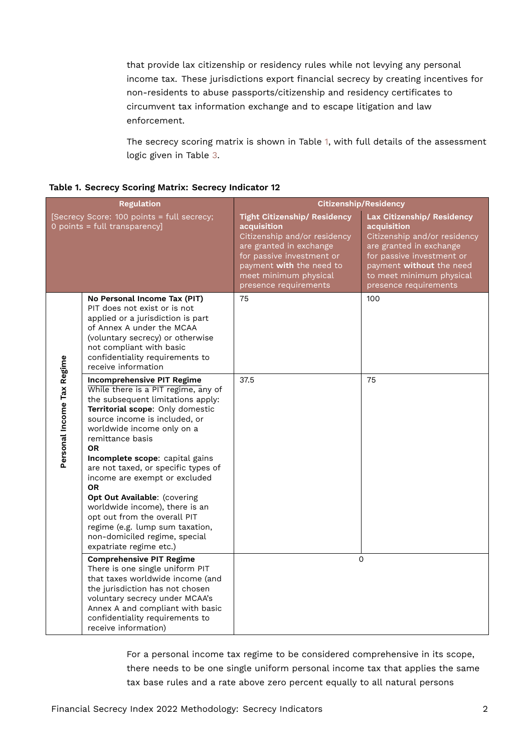that provide lax citizenship or residency rules while not levying any personal income tax. These jurisdictions export financial secrecy by creating incentives for non-residents to abuse passports/citizenship and residency certificates to circumvent tax information exchange and to escape litigation and law enforcement.

The secrecy scoring matrix is shown in Table 1, with full details of the assessment logic given in Table 3.

**Table 1. Secrecy Scoring Matrix: Secrecy Indicator 12**

| Regulation | | Citizenship/Residency | |
|---|---|---|---|
| [Secrecy Score: 100 points = full secrecy; 0 points = full transparency] | | **Tight Citizenship/ Residency acquisition** Citizenship and/or residency are granted in exchange for passive investment or payment **with** the need to meet minimum physical presence requirements | **Lax Citizenship/ Residency acquisition** Citizenship and/or residency are granted in exchange for passive investment or payment **without** the need to meet minimum physical presence requirements |
| **Personal Income Tax Regime** | **No Personal Income Tax (PIT)** PIT does not exist or is not applied or a jurisdiction is part of Annex A under the MCAA (voluntary secrecy) or otherwise not compliant with basic confidentiality requirements to receive information | 75 | 100 |
| | **Incomprehensive PIT Regime** While there is a PIT regime, any of the subsequent limitations apply: **Territorial scope**: Only domestic source income is included, or worldwide income only on a remittance basis **OR** **Incomplete scope**: capital gains are not taxed, or specific types of income are exempt or excluded **OR** **Opt Out Available**: (covering worldwide income), there is an opt out from the overall PIT regime (e.g. lump sum taxation, non-domiciled regime, special expatriate regime etc.) | 37.5 | 75 |
| | **Comprehensive PIT Regime** There is one single uniform PIT that taxes worldwide income (and the jurisdiction has not chosen voluntary secrecy under MCAA's Annex A and compliant with basic confidentiality requirements to receive information) | 0 | |

For a personal income tax regime to be considered comprehensive in its scope, there needs to be one single uniform personal income tax that applies the same tax base rules and a rate above zero percent equally to all natural persons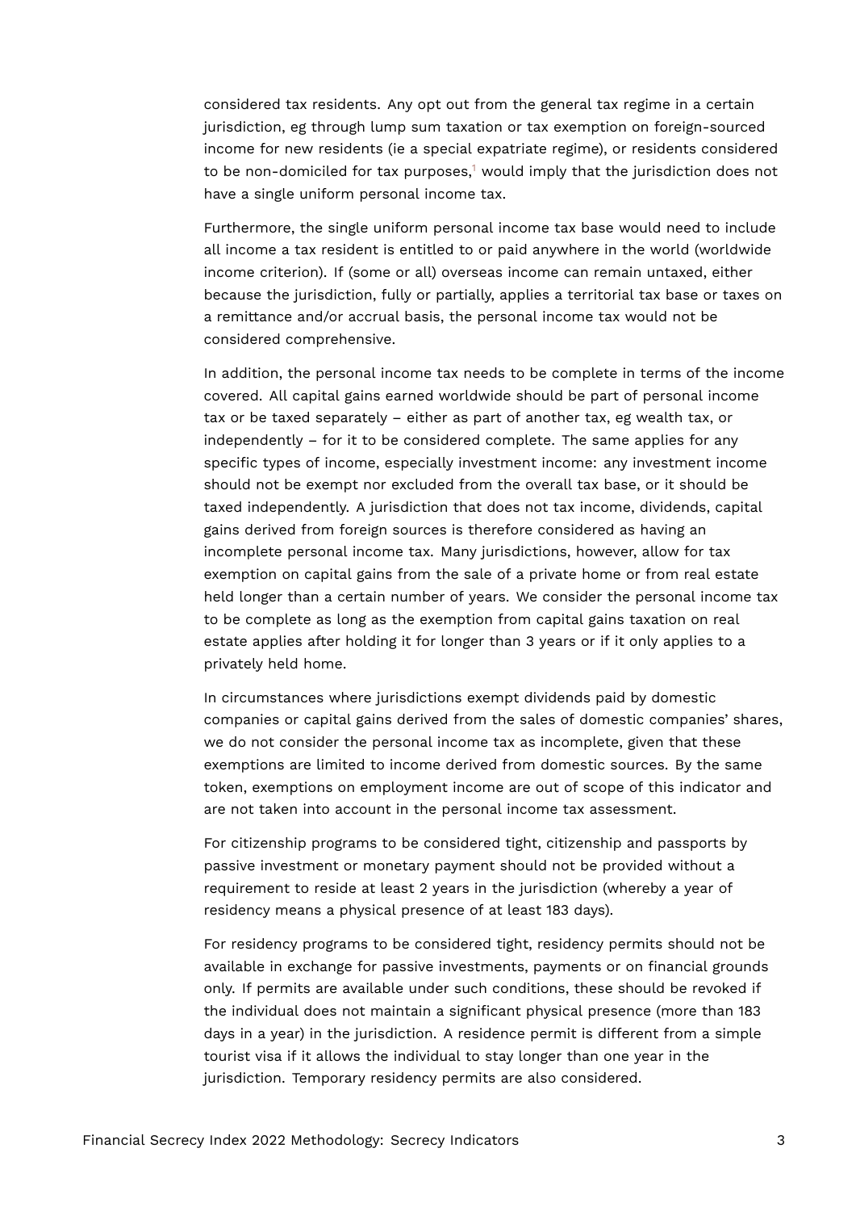considered tax residents. Any opt out from the general tax regime in a certain jurisdiction, eg through lump sum taxation or tax exemption on foreign-sourced income for new residents (ie a special expatriate regime), or residents considered to be non-domiciled for tax purposes,[1] would imply that the jurisdiction does not have a single uniform personal income tax.

Furthermore, the single uniform personal income tax base would need to include all income a tax resident is entitled to or paid anywhere in the world (worldwide income criterion). If (some or all) overseas income can remain untaxed, either because the jurisdiction, fully or partially, applies a territorial tax base or taxes on a remittance and/or accrual basis, the personal income tax would not be considered comprehensive.

In addition, the personal income tax needs to be complete in terms of the income covered. All capital gains earned worldwide should be part of personal income tax or be taxed separately – either as part of another tax, eg wealth tax, or independently – for it to be considered complete. The same applies for any specific types of income, especially investment income: any investment income should not be exempt nor excluded from the overall tax base, or it should be taxed independently. A jurisdiction that does not tax income, dividends, capital gains derived from foreign sources is therefore considered as having an incomplete personal income tax. Many jurisdictions, however, allow for tax exemption on capital gains from the sale of a private home or from real estate held longer than a certain number of years. We consider the personal income tax to be complete as long as the exemption from capital gains taxation on real estate applies after holding it for longer than 3 years or if it only applies to a privately held home.

In circumstances where jurisdictions exempt dividends paid by domestic companies or capital gains derived from the sales of domestic companies' shares, we do not consider the personal income tax as incomplete, given that these exemptions are limited to income derived from domestic sources. By the same token, exemptions on employment income are out of scope of this indicator and are not taken into account in the personal income tax assessment.

For citizenship programs to be considered tight, citizenship and passports by passive investment or monetary payment should not be provided without a requirement to reside at least 2 years in the jurisdiction (whereby a year of residency means a physical presence of at least 183 days).

For residency programs to be considered tight, residency permits should not be available in exchange for passive investments, payments or on financial grounds only. If permits are available under such conditions, these should be revoked if the individual does not maintain a significant physical presence (more than 183 days in a year) in the jurisdiction. A residence permit is different from a simple tourist visa if it allows the individual to stay longer than one year in the jurisdiction. Temporary residency permits are also considered.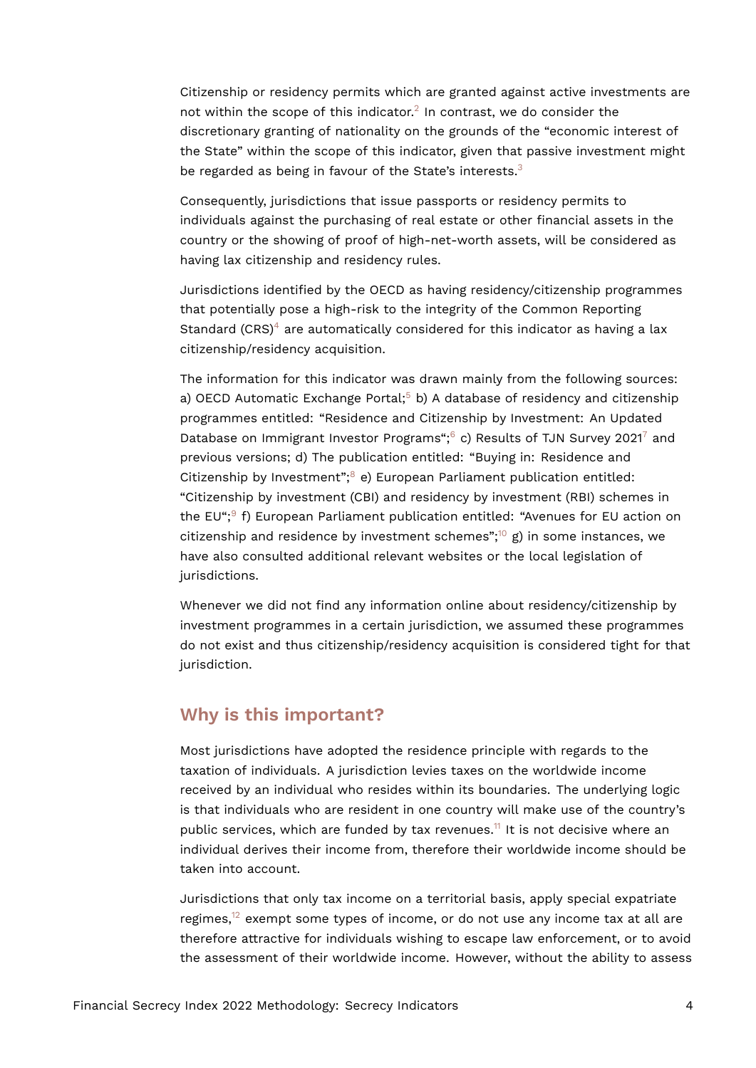Citizenship or residency permits which are granted against active investments are not within the scope of this indicator.[2] In contrast, we do consider the discretionary granting of nationality on the grounds of the "economic interest of the State" within the scope of this indicator, given that passive investment might be regarded as being in favour of the State's interests.[3]

Consequently, jurisdictions that issue passports or residency permits to individuals against the purchasing of real estate or other financial assets in the country or the showing of proof of high-net-worth assets, will be considered as having lax citizenship and residency rules.

Jurisdictions identified by the OECD as having residency/citizenship programmes that potentially pose a high-risk to the integrity of the Common Reporting Standard (CRS)[4] are automatically considered for this indicator as having a lax citizenship/residency acquisition.

The information for this indicator was drawn mainly from the following sources: a) OECD Automatic Exchange Portal;[5] b) A database of residency and citizenship programmes entitled: "Residence and Citizenship by Investment: An Updated Database on Immigrant Investor Programs";[6] c) Results of TJN Survey 2021[7] and previous versions; d) The publication entitled: "Buying in: Residence and Citizenship by Investment";[8] e) European Parliament publication entitled: "Citizenship by investment (CBI) and residency by investment (RBI) schemes in the EU";[9] f) European Parliament publication entitled: "Avenues for EU action on citizenship and residence by investment schemes";[10] g) in some instances, we have also consulted additional relevant websites or the local legislation of jurisdictions.

Whenever we did not find any information online about residency/citizenship by investment programmes in a certain jurisdiction, we assumed these programmes do not exist and thus citizenship/residency acquisition is considered tight for that jurisdiction.

## Why is this important?

Most jurisdictions have adopted the residence principle with regards to the taxation of individuals. A jurisdiction levies taxes on the worldwide income received by an individual who resides within its boundaries. The underlying logic is that individuals who are resident in one country will make use of the country's public services, which are funded by tax revenues.[11] It is not decisive where an individual derives their income from, therefore their worldwide income should be taken into account.

Jurisdictions that only tax income on a territorial basis, apply special expatriate regimes,[12] exempt some types of income, or do not use any income tax at all are therefore attractive for individuals wishing to escape law enforcement, or to avoid the assessment of their worldwide income. However, without the ability to assess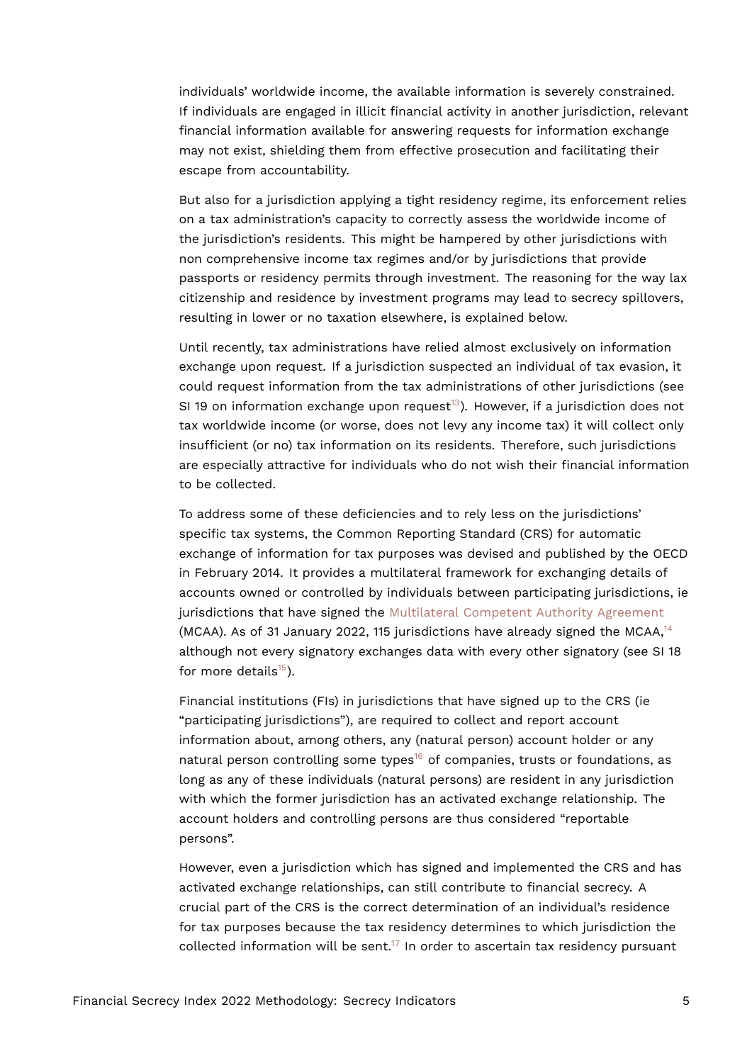individuals' worldwide income, the available information is severely constrained. If individuals are engaged in illicit financial activity in another jurisdiction, relevant financial information available for answering requests for information exchange may not exist, shielding them from effective prosecution and facilitating their escape from accountability.

But also for a jurisdiction applying a tight residency regime, its enforcement relies on a tax administration's capacity to correctly assess the worldwide income of the jurisdiction's residents. This might be hampered by other jurisdictions with non comprehensive income tax regimes and/or by jurisdictions that provide passports or residency permits through investment. The reasoning for the way lax citizenship and residence by investment programs may lead to secrecy spillovers, resulting in lower or no taxation elsewhere, is explained below.

Until recently, tax administrations have relied almost exclusively on information exchange upon request. If a jurisdiction suspected an individual of tax evasion, it could request information from the tax administrations of other jurisdictions (see SI 19 on information exchange upon request[13]). However, if a jurisdiction does not tax worldwide income (or worse, does not levy any income tax) it will collect only insufficient (or no) tax information on its residents. Therefore, such jurisdictions are especially attractive for individuals who do not wish their financial information to be collected.

To address some of these deficiencies and to rely less on the jurisdictions' specific tax systems, the Common Reporting Standard (CRS) for automatic exchange of information for tax purposes was devised and published by the OECD in February 2014. It provides a multilateral framework for exchanging details of accounts owned or controlled by individuals between participating jurisdictions, ie jurisdictions that have signed the Multilateral Competent Authority Agreement (MCAA). As of 31 January 2022, 115 jurisdictions have already signed the MCAA,[14] although not every signatory exchanges data with every other signatory (see SI 18 for more details[15]).

Financial institutions (FIs) in jurisdictions that have signed up to the CRS (ie "participating jurisdictions"), are required to collect and report account information about, among others, any (natural person) account holder or any natural person controlling some types[16] of companies, trusts or foundations, as long as any of these individuals (natural persons) are resident in any jurisdiction with which the former jurisdiction has an activated exchange relationship. The account holders and controlling persons are thus considered "reportable persons".

However, even a jurisdiction which has signed and implemented the CRS and has activated exchange relationships, can still contribute to financial secrecy. A crucial part of the CRS is the correct determination of an individual's residence for tax purposes because the tax residency determines to which jurisdiction the collected information will be sent.[17] In order to ascertain tax residency pursuant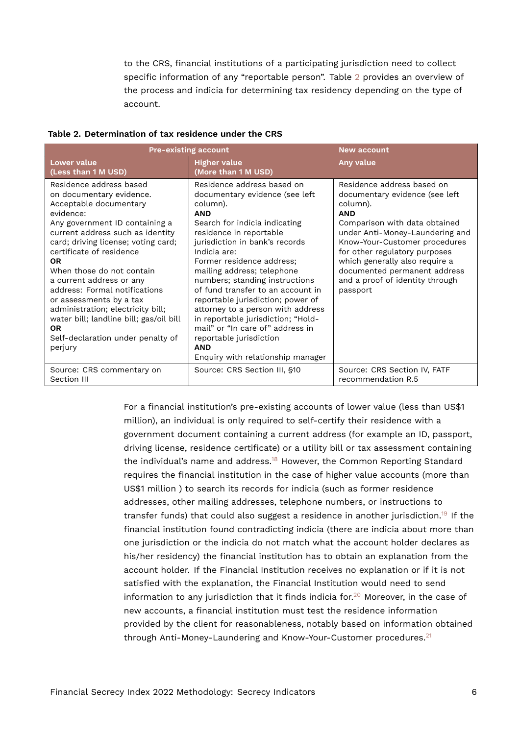to the CRS, financial institutions of a participating jurisdiction need to collect specific information of any "reportable person". Table 2 provides an overview of the process and indicia for determining tax residency depending on the type of account.

**Table 2. Determination of tax residence under the CRS**

| Pre-existing account | | New account |
|---|---|---|
| **Lower value (Less than 1 M USD)** | **Higher value (More than 1 M USD)** | **Any value** |
| Residence address based on documentary evidence. Acceptable documentary evidence: Any government ID containing a current address such as identity card; driving license; voting card; certificate of residence **OR** When those do not contain a current address or any address: Formal notifications or assessments by a tax administration; electricity bill; water bill; landline bill; gas/oil bill **OR** Self-declaration under penalty of perjury | Residence address based on documentary evidence (see left column). **AND** Search for indicia indicating residence in reportable jurisdiction in bank's records Indicia are: Former residence address; mailing address; telephone numbers; standing instructions of fund transfer to an account in reportable jurisdiction; power of attorney to a person with address in reportable jurisdiction; "Hold-mail" or "In care of" address in reportable jurisdiction **AND** Enquiry with relationship manager | Residence address based on documentary evidence (see left column). **AND** Comparison with data obtained under Anti-Money-Laundering and Know-Your-Customer procedures for other regulatory purposes which generally also require a documented permanent address and a proof of identity through passport |
| Source: CRS commentary on Section III | Source: CRS Section III, §10 | Source: CRS Section IV, FATF recommendation R.5 |

For a financial institution's pre-existing accounts of lower value (less than US$1 million), an individual is only required to self-certify their residence with a government document containing a current address (for example an ID, passport, driving license, residence certificate) or a utility bill or tax assessment containing the individual's name and address.[18] However, the Common Reporting Standard requires the financial institution in the case of higher value accounts (more than US$1 million ) to search its records for indicia (such as former residence addresses, other mailing addresses, telephone numbers, or instructions to transfer funds) that could also suggest a residence in another jurisdiction.[19] If the financial institution found contradicting indicia (there are indicia about more than one jurisdiction or the indicia do not match what the account holder declares as his/her residency) the financial institution has to obtain an explanation from the account holder. If the Financial Institution receives no explanation or if it is not satisfied with the explanation, the Financial Institution would need to send information to any jurisdiction that it finds indicia for.[20] Moreover, in the case of new accounts, a financial institution must test the residence information provided by the client for reasonableness, notably based on information obtained through Anti-Money-Laundering and Know-Your-Customer procedures.[21]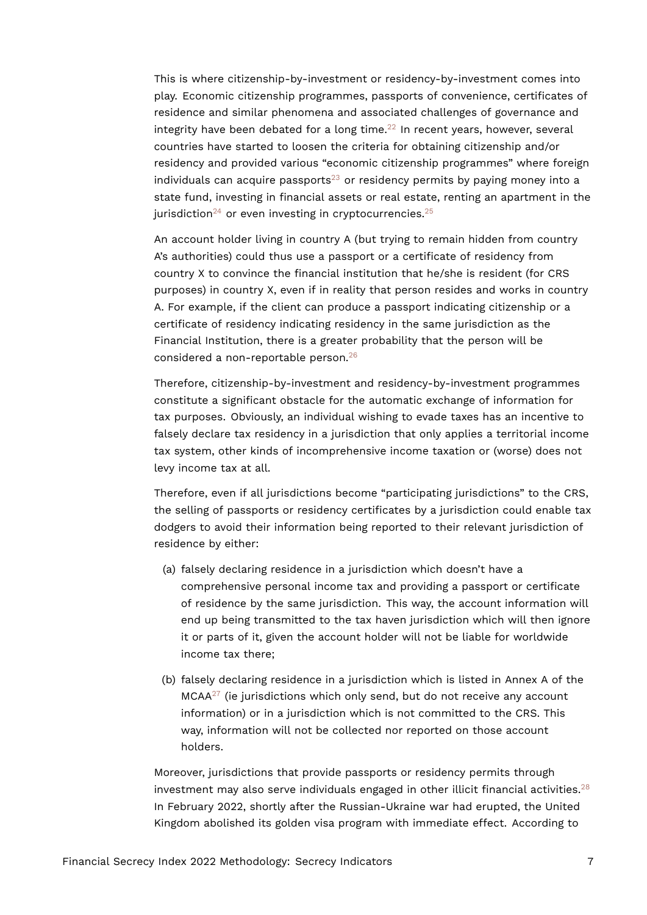This is where citizenship-by-investment or residency-by-investment comes into play. Economic citizenship programmes, passports of convenience, certificates of residence and similar phenomena and associated challenges of governance and integrity have been debated for a long time.[22] In recent years, however, several countries have started to loosen the criteria for obtaining citizenship and/or residency and provided various "economic citizenship programmes" where foreign individuals can acquire passports[23] or residency permits by paying money into a state fund, investing in financial assets or real estate, renting an apartment in the jurisdiction[24] or even investing in cryptocurrencies.[25]

An account holder living in country A (but trying to remain hidden from country A's authorities) could thus use a passport or a certificate of residency from country X to convince the financial institution that he/she is resident (for CRS purposes) in country X, even if in reality that person resides and works in country A. For example, if the client can produce a passport indicating citizenship or a certificate of residency indicating residency in the same jurisdiction as the Financial Institution, there is a greater probability that the person will be considered a non-reportable person.[26]

Therefore, citizenship-by-investment and residency-by-investment programmes constitute a significant obstacle for the automatic exchange of information for tax purposes. Obviously, an individual wishing to evade taxes has an incentive to falsely declare tax residency in a jurisdiction that only applies a territorial income tax system, other kinds of incomprehensive income taxation or (worse) does not levy income tax at all.

Therefore, even if all jurisdictions become "participating jurisdictions" to the CRS, the selling of passports or residency certificates by a jurisdiction could enable tax dodgers to avoid their information being reported to their relevant jurisdiction of residence by either:

(a) falsely declaring residence in a jurisdiction which doesn't have a comprehensive personal income tax and providing a passport or certificate of residence by the same jurisdiction. This way, the account information will end up being transmitted to the tax haven jurisdiction which will then ignore it or parts of it, given the account holder will not be liable for worldwide income tax there;

(b) falsely declaring residence in a jurisdiction which is listed in Annex A of the MCAA[27] (ie jurisdictions which only send, but do not receive any account information) or in a jurisdiction which is not committed to the CRS. This way, information will not be collected nor reported on those account holders.

Moreover, jurisdictions that provide passports or residency permits through investment may also serve individuals engaged in other illicit financial activities.[28] In February 2022, shortly after the Russian-Ukraine war had erupted, the United Kingdom abolished its golden visa program with immediate effect. According to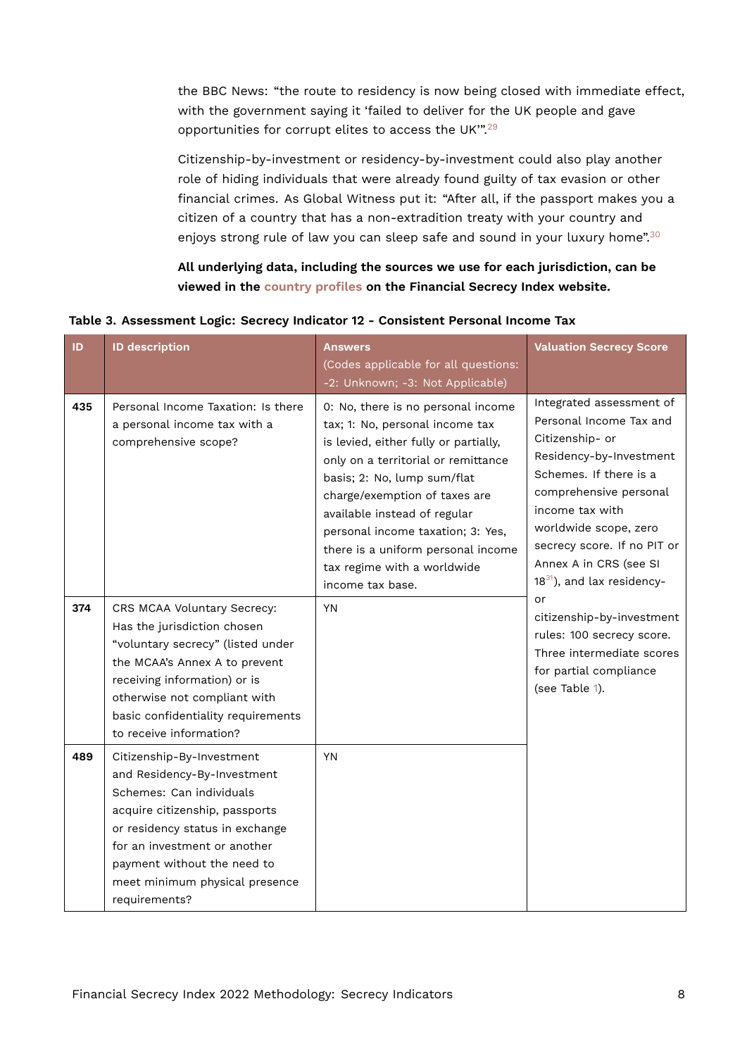the BBC News: “the route to residency is now being closed with immediate effect, with the government saying it ‘failed to deliver for the UK people and gave opportunities for corrupt elites to access the UK’”.[29]

Citizenship-by-investment or residency-by-investment could also play another role of hiding individuals that were already found guilty of tax evasion or other financial crimes. As Global Witness put it: “After all, if the passport makes you a citizen of a country that has a non-extradition treaty with your country and enjoys strong rule of law you can sleep safe and sound in your luxury home”.[30]

**All underlying data, including the sources we use for each jurisdiction, can be viewed in the country profiles on the Financial Secrecy Index website.**

**Table 3. Assessment Logic: Secrecy Indicator 12 - Consistent Personal Income Tax**

| ID | ID description | Answers (Codes applicable for all questions: -2: Unknown; -3: Not Applicable) | Valuation Secrecy Score |
|---|---|---|---|
| **435** | Personal Income Taxation: Is there a personal income tax with a comprehensive scope? | 0: No, there is no personal income tax; 1: No, personal income tax is levied, either fully or partially, only on a territorial or remittance basis; 2: No, lump sum/flat charge/exemption of taxes are available instead of regular personal income taxation; 3: Yes, there is a uniform personal income tax regime with a worldwide income tax base. | Integrated assessment of Personal Income Tax and Citizenship- or Residency-by-Investment Schemes. If there is a comprehensive personal income tax with worldwide scope, zero secrecy score. If no PIT or Annex A in CRS (see SI 18[31]), and lax residency- or citizenship-by-investment rules: 100 secrecy score. Three intermediate scores for partial compliance (see Table 1). |
| **374** | CRS MCAA Voluntary Secrecy: Has the jurisdiction chosen “voluntary secrecy” (listed under the MCAA’s Annex A to prevent receiving information) or is otherwise not compliant with basic confidentiality requirements to receive information? | YN | |
| **489** | Citizenship-By-Investment and Residency-By-Investment Schemes: Can individuals acquire citizenship, passports or residency status in exchange for an investment or another payment without the need to meet minimum physical presence requirements? | YN | |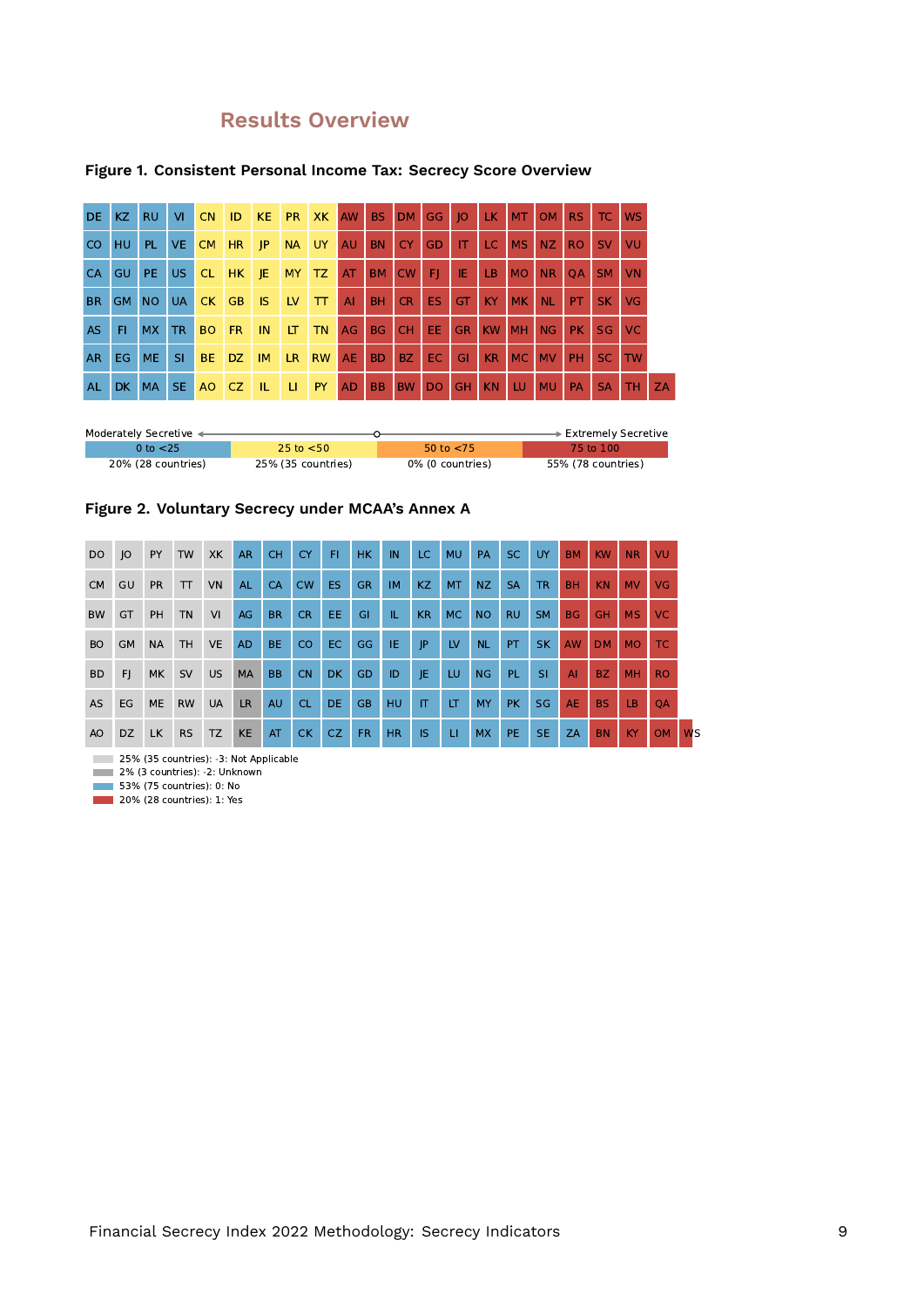## Results Overview

**Figure 1. Consistent Personal Income Tax: Secrecy Score Overview**

| | | | | | | | | | | | | | | | | | | | | |
|---|---|---|---|---|---|---|---|---|---|---|---|---|---|---|---|---|---|---|---|---|
| DE | KZ | RU | VI | CN | ID | KE | PR | XK | AW | BS | DM | GG | JO | LK | MT | OM | RS | TC | WS | |
| CO | HU | PL | VE | CM | HR | JP | NA | UY | AU | BN | CY | GD | IT | LC | MS | NZ | RO | SV | VU | |
| CA | GU | PE | US | CL | HK | JE | MY | TZ | AT | BM | CW | FJ | IE | LB | MO | NR | QA | SM | VN | |
| BR | GM | NO | UA | CK | GB | IS | LV | TT | AI | BH | CR | ES | GT | KY | MK | NL | PT | SK | VG | |
| AS | FI | MX | TR | BO | FR | IN | LT | TN | AG | BG | CH | EE | GR | KW | MH | NG | PK | SG | VC | |
| AR | EG | ME | SI | BE | DZ | IM | LR | RW | AE | BD | BZ | EC | GI | KR | MC | MV | PH | SC | TW | |
| AL | DK | MA | SE | AO | CZ | IL | LI | PY | AD | BB | BW | DO | GH | KN | LU | MU | PA | SA | TH | ZA |

Moderately Secretive ← → Extremely Secretive

| 0 to <25 | 25 to <50 | 50 to <75 | 75 to 100 |
|---|---|---|---|
| 20% (28 countries) | 25% (35 countries) | 0% (0 countries) | 55% (78 countries) |

**Figure 2. Voluntary Secrecy under MCAA's Annex A**

| | | | | | | | | | | | | | | | | | | | | |
|---|---|---|---|---|---|---|---|---|---|---|---|---|---|---|---|---|---|---|---|---|
| DO | JO | PY | TW | XK | AR | CH | CY | FI | HK | IN | LC | MU | PA | SC | UY | BM | KW | NR | VU | |
| CM | GU | PR | TT | VN | AL | CA | CW | ES | GR | IM | KZ | MT | NZ | SA | TR | BH | KN | MV | VG | |
| BW | GT | PH | TN | VI | AG | BR | CR | EE | GI | IL | KR | MC | NO | RU | SM | BG | GH | MS | VC | |
| BO | GM | NA | TH | VE | AD | BE | CO | EC | GG | IE | JP | LV | NL | PT | SK | AW | DM | MO | TC | |
| BD | FJ | MK | SV | US | MA | BB | CN | DK | GD | ID | JE | LU | NG | PL | SI | AI | BZ | MH | RO | |
| AS | EG | ME | RW | UA | LR | AU | CL | DE | GB | HU | IT | LT | MY | PK | SG | AE | BS | LB | QA | |
| AO | DZ | LK | RS | TZ | KE | AT | CK | CZ | FR | HR | IS | LI | MX | PE | SE | ZA | BN | KY | OM | WS |

- 25% (35 countries): -3: Not Applicable
- 2% (3 countries): -2: Unknown
- 53% (75 countries): 0: No
- 20% (28 countries): 1: Yes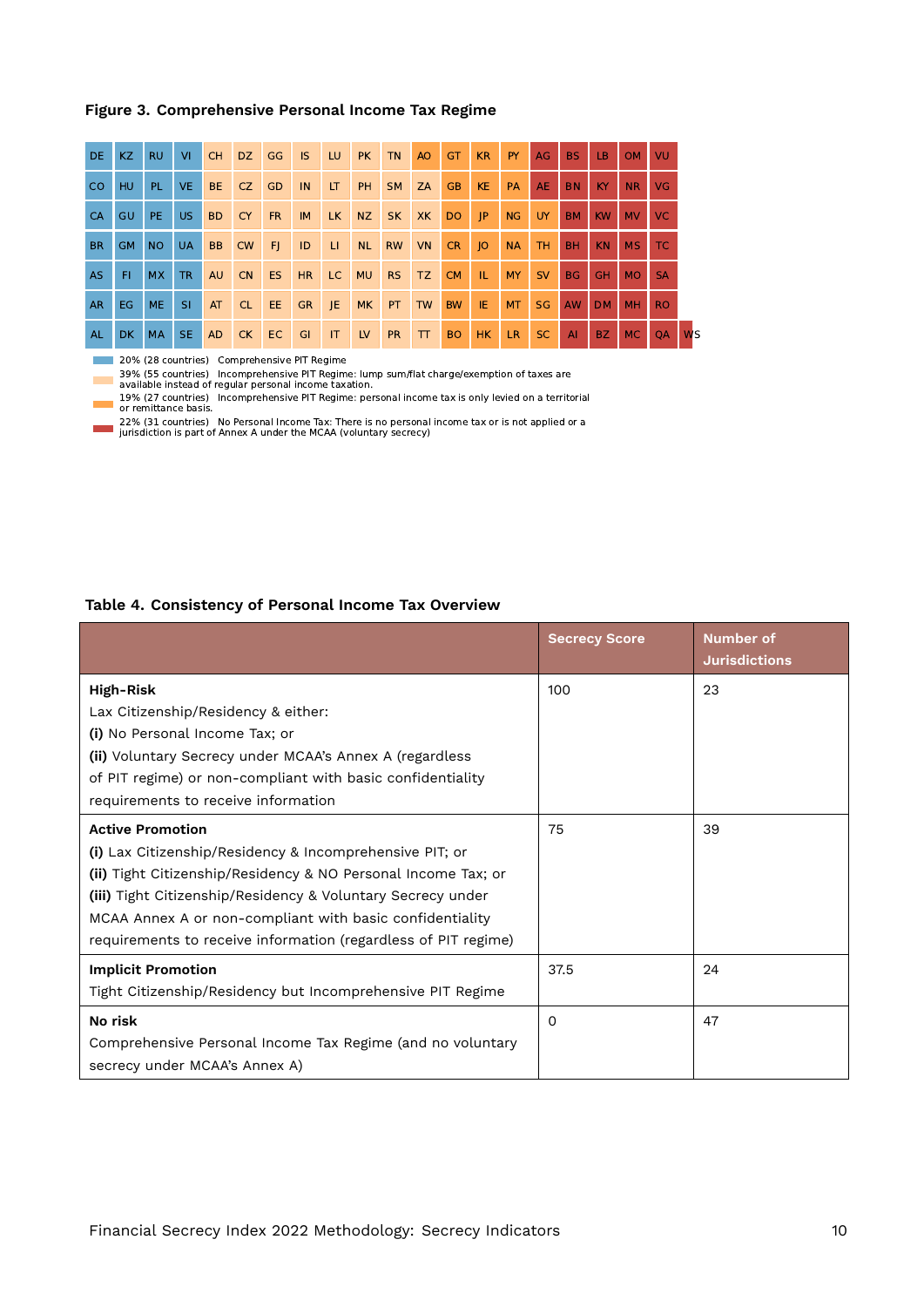**Figure 3. Comprehensive Personal Income Tax Regime**

| DE | KZ | RU | VI | CH | DZ | GG | IS | LU | PK | TN | AO | GT | KR | PY | AG | BS | LB | OM | VU |
|---|---|---|---|---|---|---|---|---|---|---|---|---|---|---|---|---|---|---|---|
| CO | HU | PL | VE | BE | CZ | GD | IN | LT | PH | SM | ZA | GB | KE | PA | AE | BN | KY | NR | VG |
| CA | GU | PE | US | BD | CY | FR | IM | LK | NZ | SK | XK | DO | JP | NG | UY | BM | KW | MV | VC |
| BR | GM | NO | UA | BB | CW | FJ | ID | LI | NL | RW | VN | CR | JO | NA | TH | BH | KN | MS | TC |
| AS | FI | MX | TR | AU | CN | ES | HR | LC | MU | RS | TZ | CM | IL | MY | SV | BG | GH | MO | SA |
| AR | EG | ME | SI | AT | CL | EE | GR | JE | MK | PT | TW | BW | IE | MT | SG | AW | DM | MH | RO |
| AL | DK | MA | SE | AD | CK | EC | GI | IT | LV | PR | TT | BO | HK | LR | SC | AI | BZ | MC | QA | WS |

- 20% (28 countries) Comprehensive PIT Regime
- 39% (55 countries) Incomprehensive PIT Regime: lump sum/flat charge/exemption of taxes are available instead of regular personal income taxation.
- 19% (27 countries) Incomprehensive PIT Regime: personal income tax is only levied on a territorial or remittance basis.
- 22% (31 countries) No Personal Income Tax: There is no personal income tax or is not applied or a jurisdiction is part of Annex A under the MCAA (voluntary secrecy)

**Table 4. Consistency of Personal Income Tax Overview**

| | Secrecy Score | Number of Jurisdictions |
|---|---|---|
| **High-Risk**<br>Lax Citizenship/Residency & either:<br>**(i)** No Personal Income Tax; or<br>**(ii)** Voluntary Secrecy under MCAA's Annex A (regardless of PIT regime) or non-compliant with basic confidentiality requirements to receive information | 100 | 23 |
| **Active Promotion**<br>**(i)** Lax Citizenship/Residency & Incomprehensive PIT; or<br>**(ii)** Tight Citizenship/Residency & NO Personal Income Tax; or<br>**(iii)** Tight Citizenship/Residency & Voluntary Secrecy under MCAA Annex A or non-compliant with basic confidentiality requirements to receive information (regardless of PIT regime) | 75 | 39 |
| **Implicit Promotion**<br>Tight Citizenship/Residency but Incomprehensive PIT Regime | 37.5 | 24 |
| **No risk**<br>Comprehensive Personal Income Tax Regime (and no voluntary secrecy under MCAA's Annex A) | 0 | 47 |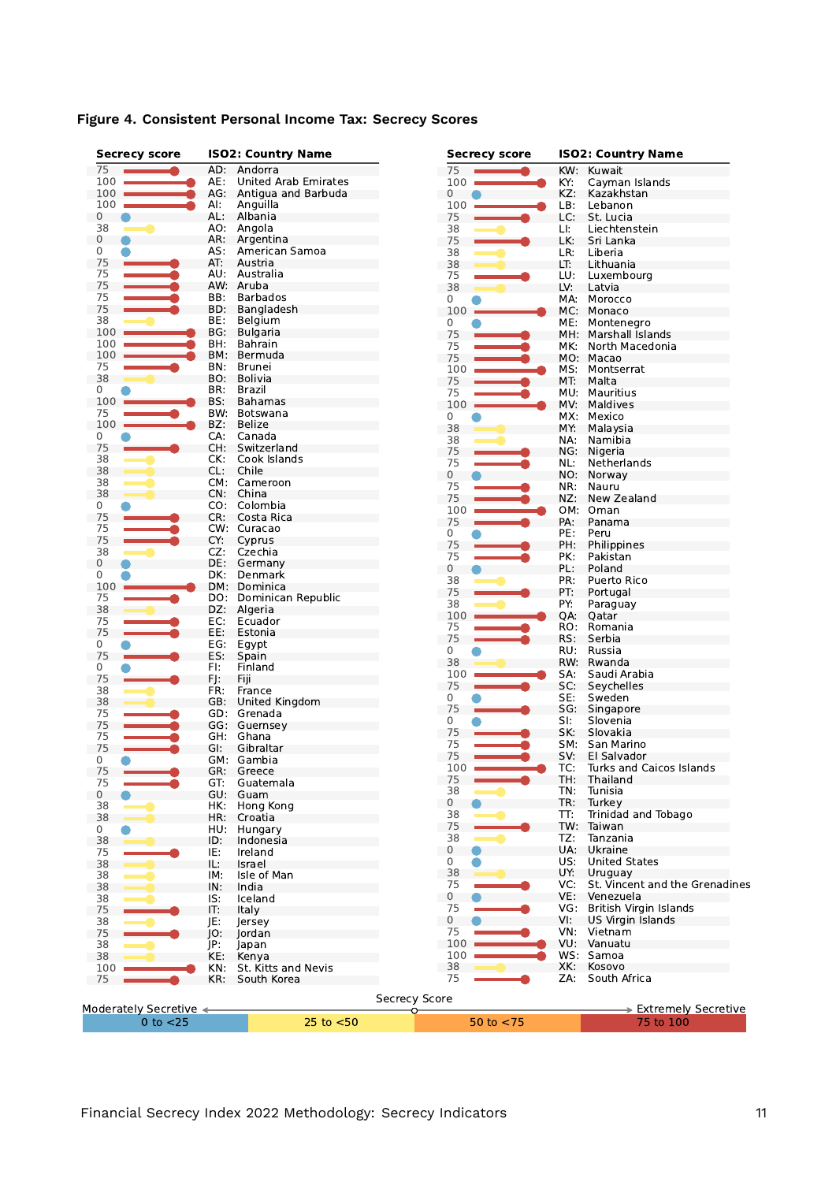## Figure 4. Consistent Personal Income Tax: Secrecy Scores

| Secrecy score | ISO2: Country Name |
|---|---|
| 75 | AD: Andorra |
| 100 | AE: United Arab Emirates |
| 100 | AG: Antigua and Barbuda |
| 100 | AI: Anguilla |
| 0 | AL: Albania |
| 38 | AO: Angola |
| 0 | AR: Argentina |
| 0 | AS: American Samoa |
| 75 | AT: Austria |
| 75 | AU: Australia |
| 75 | AW: Aruba |
| 75 | BB: Barbados |
| 75 | BD: Bangladesh |
| 38 | BE: Belgium |
| 100 | BG: Bulgaria |
| 100 | BH: Bahrain |
| 100 | BM: Bermuda |
| 75 | BN: Brunei |
| 38 | BO: Bolivia |
| 0 | BR: Brazil |
| 100 | BS: Bahamas |
| 75 | BW: Botswana |
| 100 | BZ: Belize |
| 0 | CA: Canada |
| 75 | CH: Switzerland |
| 38 | CK: Cook Islands |
| 38 | CL: Chile |
| 38 | CM: Cameroon |
| 38 | CN: China |
| 0 | CO: Colombia |
| 75 | CR: Costa Rica |
| 75 | CW: Curacao |
| 75 | CY: Cyprus |
| 38 | CZ: Czechia |
| 0 | DE: Germany |
| 0 | DK: Denmark |
| 100 | DM: Dominica |
| 75 | DO: Dominican Republic |
| 38 | DZ: Algeria |
| 75 | EC: Ecuador |
| 75 | EE: Estonia |
| 0 | EG: Egypt |
| 75 | ES: Spain |
| 0 | FI: Finland |
| 75 | FJ: Fiji |
| 38 | FR: France |
| 38 | GB: United Kingdom |
| 75 | GD: Grenada |
| 75 | GG: Guernsey |
| 75 | GH: Ghana |
| 75 | GI: Gibraltar |
| 0 | GM: Gambia |
| 75 | GR: Greece |
| 75 | GT: Guatemala |
| 0 | GU: Guam |
| 38 | HK: Hong Kong |
| 38 | HR: Croatia |
| 0 | HU: Hungary |
| 38 | ID: Indonesia |
| 75 | IE: Ireland |
| 38 | IL: Israel |
| 38 | IM: Isle of Man |
| 38 | IN: India |
| 38 | IS: Iceland |
| 75 | IT: Italy |
| 38 | JE: Jersey |
| 75 | JO: Jordan |
| 38 | JP: Japan |
| 38 | KE: Kenya |
| 100 | KN: St. Kitts and Nevis |
| 75 | KR: South Korea |
| 75 | KW: Kuwait |
| 100 | KY: Cayman Islands |
| 0 | KZ: Kazakhstan |
| 100 | LB: Lebanon |
| 75 | LC: St. Lucia |
| 38 | LI: Liechtenstein |
| 75 | LK: Sri Lanka |
| 38 | LR: Liberia |
| 38 | LT: Lithuania |
| 75 | LU: Luxembourg |
| 38 | LV: Latvia |
| 0 | MA: Morocco |
| 100 | MC: Monaco |
| 0 | ME: Montenegro |
| 75 | MH: Marshall Islands |
| 75 | MK: North Macedonia |
| 75 | MO: Macao |
| 100 | MS: Montserrat |
| 75 | MT: Malta |
| 75 | MU: Mauritius |
| 100 | MV: Maldives |
| 0 | MX: Mexico |
| 38 | MY: Malaysia |
| 38 | NA: Namibia |
| 75 | NG: Nigeria |
| 75 | NL: Netherlands |
| 0 | NO: Norway |
| 75 | NR: Nauru |
| 75 | NZ: New Zealand |
| 100 | OM: Oman |
| 75 | PA: Panama |
| 0 | PE: Peru |
| 75 | PH: Philippines |
| 75 | PK: Pakistan |
| 0 | PL: Poland |
| 38 | PR: Puerto Rico |
| 75 | PT: Portugal |
| 38 | PY: Paraguay |
| 100 | QA: Qatar |
| 75 | RO: Romania |
| 75 | RS: Serbia |
| 0 | RU: Russia |
| 38 | RW: Rwanda |
| 100 | SA: Saudi Arabia |
| 75 | SC: Seychelles |
| 0 | SE: Sweden |
| 75 | SG: Singapore |
| 0 | SI: Slovenia |
| 75 | SK: Slovakia |
| 75 | SM: San Marino |
| 75 | SV: El Salvador |
| 100 | TC: Turks and Caicos Islands |
| 75 | TH: Thailand |
| 38 | TN: Tunisia |
| 0 | TR: Turkey |
| 38 | TT: Trinidad and Tobago |
| 75 | TW: Taiwan |
| 38 | TZ: Tanzania |
| 0 | UA: Ukraine |
| 0 | US: United States |
| 38 | UY: Uruguay |
| 75 | VC: St. Vincent and the Grenadines |
| 0 | VE: Venezuela |
| 75 | VG: British Virgin Islands |
| 0 | VI: US Virgin Islands |
| 75 | VN: Vietnam |
| 100 | VU: Vanuatu |
| 100 | WS: Samoa |
| 38 | XK: Kosovo |
| 75 | ZA: South Africa |

Secrecy Score: Moderately Secretive ← → Extremely Secretive

| 0 to <25 | 25 to <50 | 50 to <75 | 75 to 100 |
|---|---|---|---|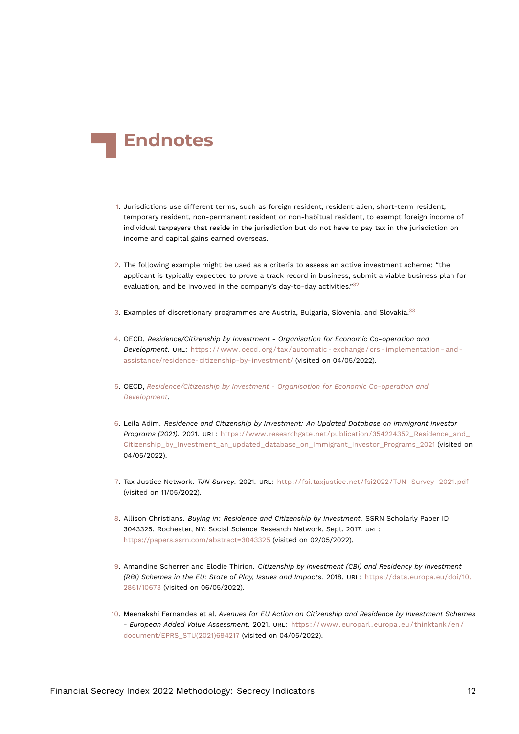# Endnotes

1. Jurisdictions use different terms, such as foreign resident, resident alien, short-term resident, temporary resident, non-permanent resident or non-habitual resident, to exempt foreign income of individual taxpayers that reside in the jurisdiction but do not have to pay tax in the jurisdiction on income and capital gains earned overseas.

2. The following example might be used as a criteria to assess an active investment scheme: “the applicant is typically expected to prove a track record in business, submit a viable business plan for evaluation, and be involved in the company’s day-to-day activities.”[32]

3. Examples of discretionary programmes are Austria, Bulgaria, Slovenia, and Slovakia.[33]

4. OECD. *Residence/Citizenship by Investment - Organisation for Economic Co-operation and Development*. URL: https://www.oecd.org/tax/automatic-exchange/crs-implementation-and-assistance/residence-citizenship-by-investment/ (visited on 04/05/2022).

5. OECD, *Residence/Citizenship by Investment - Organisation for Economic Co-operation and Development*.

6. Leila Adim. *Residence and Citizenship by Investment: An Updated Database on Immigrant Investor Programs (2021)*. 2021. URL: https://www.researchgate.net/publication/354224352_Residence_and_Citizenship_by_Investment_an_updated_database_on_Immigrant_Investor_Programs_2021 (visited on 04/05/2022).

7. Tax Justice Network. *TJN Survey*. 2021. URL: http://fsi.taxjustice.net/fsi2022/TJN-Survey-2021.pdf (visited on 11/05/2022).

8. Allison Christians. *Buying in: Residence and Citizenship by Investment*. SSRN Scholarly Paper ID 3043325. Rochester, NY: Social Science Research Network, Sept. 2017. URL: https://papers.ssrn.com/abstract=3043325 (visited on 02/05/2022).

9. Amandine Scherrer and Elodie Thirion. *Citizenship by Investment (CBI) and Residency by Investment (RBI) Schemes in the EU: State of Play, Issues and Impacts*. 2018. URL: https://data.europa.eu/doi/10.2861/10673 (visited on 06/05/2022).

10. Meenakshi Fernandes et al. *Avenues for EU Action on Citizenship and Residence by Investment Schemes - European Added Value Assessment*. 2021. URL: https://www.europarl.europa.eu/thinktank/en/document/EPRS_STU(2021)694217 (visited on 04/05/2022).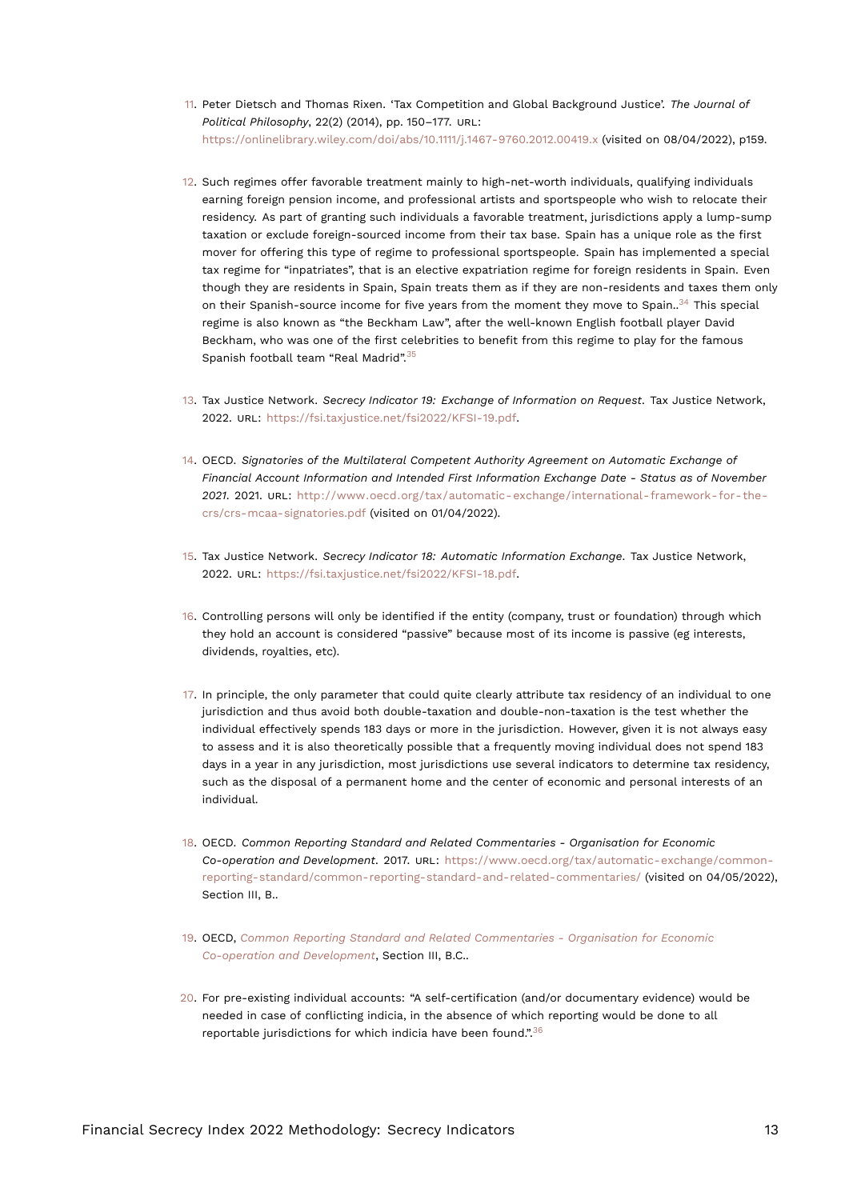11. Peter Dietsch and Thomas Rixen. 'Tax Competition and Global Background Justice'. *The Journal of Political Philosophy*, 22(2) (2014), pp. 150–177. URL: https://onlinelibrary.wiley.com/doi/abs/10.1111/j.1467-9760.2012.00419.x (visited on 08/04/2022), p159.

12. Such regimes offer favorable treatment mainly to high-net-worth individuals, qualifying individuals earning foreign pension income, and professional artists and sportspeople who wish to relocate their residency. As part of granting such individuals a favorable treatment, jurisdictions apply a lump-sump taxation or exclude foreign-sourced income from their tax base. Spain has a unique role as the first mover for offering this type of regime to professional sportspeople. Spain has implemented a special tax regime for "inpatriates", that is an elective expatriation regime for foreign residents in Spain. Even though they are residents in Spain, Spain treats them as if they are non-residents and taxes them only on their Spanish-source income for five years from the moment they move to Spain..[34] This special regime is also known as "the Beckham Law", after the well-known English football player David Beckham, who was one of the first celebrities to benefit from this regime to play for the famous Spanish football team "Real Madrid".[35]

13. Tax Justice Network. *Secrecy Indicator 19: Exchange of Information on Request*. Tax Justice Network, 2022. URL: https://fsi.taxjustice.net/fsi2022/KFSI-19.pdf.

14. OECD. *Signatories of the Multilateral Competent Authority Agreement on Automatic Exchange of Financial Account Information and Intended First Information Exchange Date - Status as of November 2021*. 2021. URL: http://www.oecd.org/tax/automatic-exchange/international-framework-for-the-crs/crs-mcaa-signatories.pdf (visited on 01/04/2022).

15. Tax Justice Network. *Secrecy Indicator 18: Automatic Information Exchange*. Tax Justice Network, 2022. URL: https://fsi.taxjustice.net/fsi2022/KFSI-18.pdf.

16. Controlling persons will only be identified if the entity (company, trust or foundation) through which they hold an account is considered "passive" because most of its income is passive (eg interests, dividends, royalties, etc).

17. In principle, the only parameter that could quite clearly attribute tax residency of an individual to one jurisdiction and thus avoid both double-taxation and double-non-taxation is the test whether the individual effectively spends 183 days or more in the jurisdiction. However, given it is not always easy to assess and it is also theoretically possible that a frequently moving individual does not spend 183 days in a year in any jurisdiction, most jurisdictions use several indicators to determine tax residency, such as the disposal of a permanent home and the center of economic and personal interests of an individual.

18. OECD. *Common Reporting Standard and Related Commentaries - Organisation for Economic Co-operation and Development*. 2017. URL: https://www.oecd.org/tax/automatic-exchange/common-reporting-standard/common-reporting-standard-and-related-commentaries/ (visited on 04/05/2022), Section III, B..

19. OECD, *Common Reporting Standard and Related Commentaries - Organisation for Economic Co-operation and Development*, Section III, B.C..

20. For pre-existing individual accounts: "A self-certification (and/or documentary evidence) would be needed in case of conflicting indicia, in the absence of which reporting would be done to all reportable jurisdictions for which indicia have been found.".[36]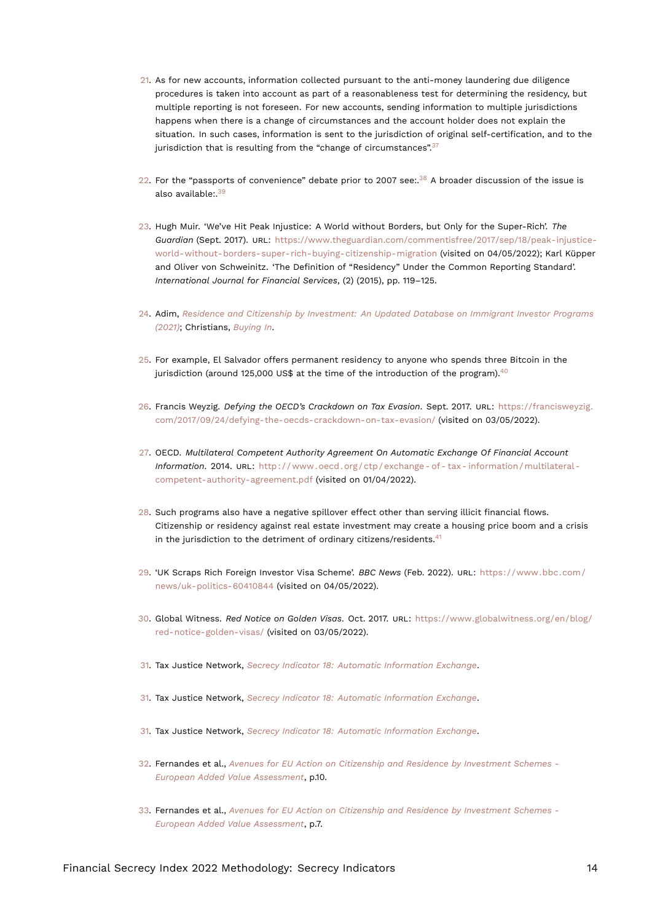21. As for new accounts, information collected pursuant to the anti-money laundering due diligence procedures is taken into account as part of a reasonableness test for determining the residency, but multiple reporting is not foreseen. For new accounts, sending information to multiple jurisdictions happens when there is a change of circumstances and the account holder does not explain the situation. In such cases, information is sent to the jurisdiction of original self-certification, and to the jurisdiction that is resulting from the "change of circumstances".[37]

22. For the "passports of convenience" debate prior to 2007 see:.[38] A broader discussion of the issue is also available:.[39]

23. Hugh Muir. 'We've Hit Peak Injustice: A World without Borders, but Only for the Super-Rich'. *The Guardian* (Sept. 2017). URL: https://www.theguardian.com/commentisfree/2017/sep/18/peak-injustice-world-without-borders-super-rich-buying-citizenship-migration (visited on 04/05/2022); Karl Küpper and Oliver von Schweinitz. 'The Definition of "Residency" Under the Common Reporting Standard'. *International Journal for Financial Services*, (2) (2015), pp. 119–125.

24. Adim, *Residence and Citizenship by Investment: An Updated Database on Immigrant Investor Programs (2021)*; Christians, *Buying In*.

25. For example, El Salvador offers permanent residency to anyone who spends three Bitcoin in the jurisdiction (around 125,000 US$ at the time of the introduction of the program).[40]

26. Francis Weyzig. *Defying the OECD's Crackdown on Tax Evasion*. Sept. 2017. URL: https://francisweyzig.com/2017/09/24/defying-the-oecds-crackdown-on-tax-evasion/ (visited on 03/05/2022).

27. OECD. *Multilateral Competent Authority Agreement On Automatic Exchange Of Financial Account Information*. 2014. URL: http://www.oecd.org/ctp/exchange-of-tax-information/multilateral-competent-authority-agreement.pdf (visited on 01/04/2022).

28. Such programs also have a negative spillover effect other than serving illicit financial flows. Citizenship or residency against real estate investment may create a housing price boom and a crisis in the jurisdiction to the detriment of ordinary citizens/residents.[41]

29. 'UK Scraps Rich Foreign Investor Visa Scheme'. *BBC News* (Feb. 2022). URL: https://www.bbc.com/news/uk-politics-60410844 (visited on 04/05/2022).

30. Global Witness. *Red Notice on Golden Visas*. Oct. 2017. URL: https://www.globalwitness.org/en/blog/red-notice-golden-visas/ (visited on 03/05/2022).

31. Tax Justice Network, *Secrecy Indicator 18: Automatic Information Exchange*.

31. Tax Justice Network, *Secrecy Indicator 18: Automatic Information Exchange*.

31. Tax Justice Network, *Secrecy Indicator 18: Automatic Information Exchange*.

32. Fernandes et al., *Avenues for EU Action on Citizenship and Residence by Investment Schemes - European Added Value Assessment*, p.10.

33. Fernandes et al., *Avenues for EU Action on Citizenship and Residence by Investment Schemes - European Added Value Assessment*, p.7.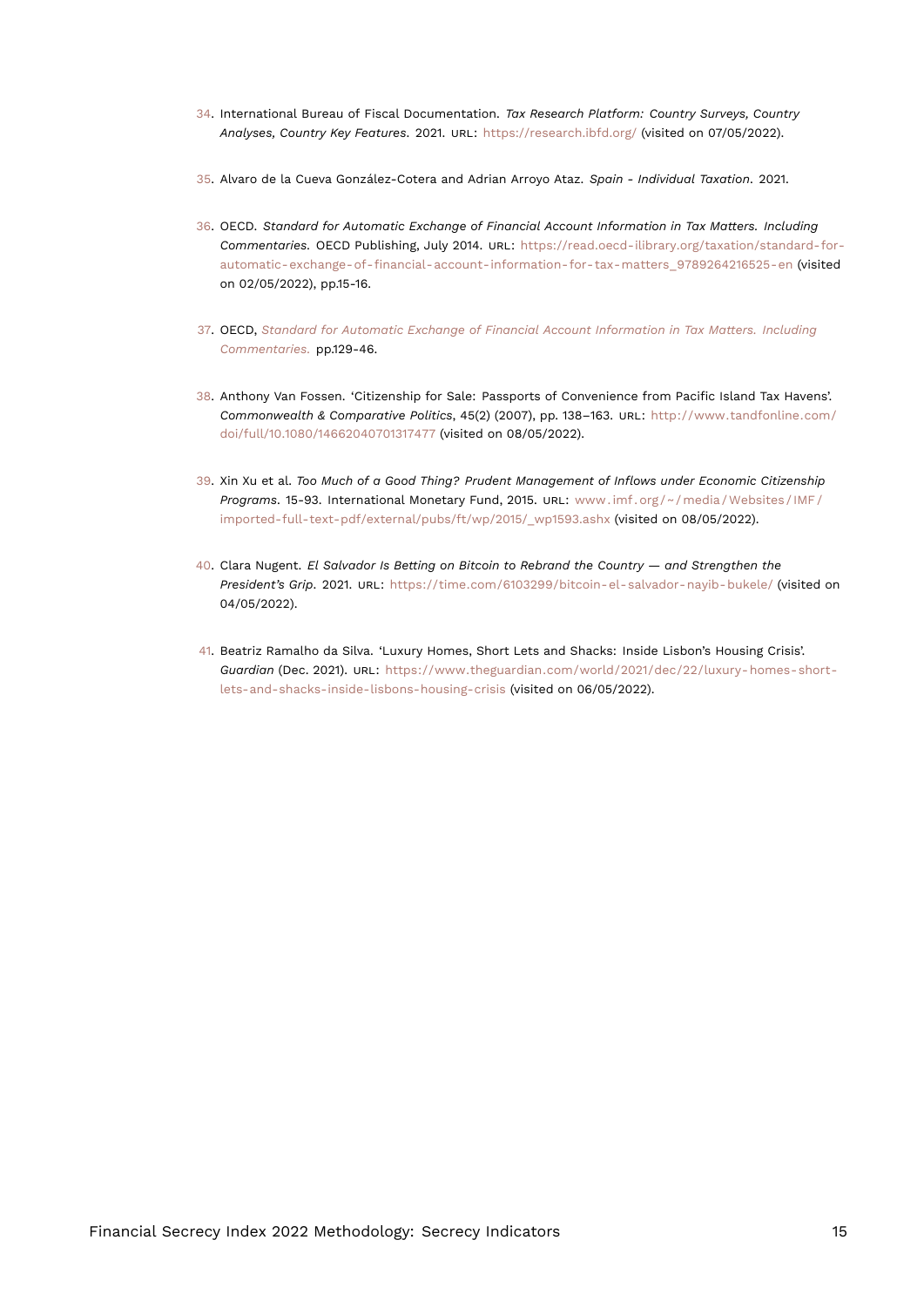34. International Bureau of Fiscal Documentation. *Tax Research Platform: Country Surveys, Country Analyses, Country Key Features*. 2021. URL: https://research.ibfd.org/ (visited on 07/05/2022).

35. Alvaro de la Cueva González-Cotera and Adrian Arroyo Ataz. *Spain - Individual Taxation*. 2021.

36. OECD. *Standard for Automatic Exchange of Financial Account Information in Tax Matters. Including Commentaries*. OECD Publishing, July 2014. URL: https://read.oecd-ilibrary.org/taxation/standard-for-automatic-exchange-of-financial-account-information-for-tax-matters_9789264216525-en (visited on 02/05/2022), pp.15-16.

37. OECD, *Standard for Automatic Exchange of Financial Account Information in Tax Matters. Including Commentaries.* pp.129-46.

38. Anthony Van Fossen. 'Citizenship for Sale: Passports of Convenience from Pacific Island Tax Havens'. *Commonwealth & Comparative Politics*, 45(2) (2007), pp. 138–163. URL: http://www.tandfonline.com/doi/full/10.1080/14662040701317477 (visited on 08/05/2022).

39. Xin Xu et al. *Too Much of a Good Thing? Prudent Management of Inflows under Economic Citizenship Programs*. 15-93. International Monetary Fund, 2015. URL: www.imf.org/~/media/Websites/IMF/imported-full-text-pdf/external/pubs/ft/wp/2015/_wp1593.ashx (visited on 08/05/2022).

40. Clara Nugent. *El Salvador Is Betting on Bitcoin to Rebrand the Country — and Strengthen the President's Grip*. 2021. URL: https://time.com/6103299/bitcoin-el-salvador-nayib-bukele/ (visited on 04/05/2022).

41. Beatriz Ramalho da Silva. 'Luxury Homes, Short Lets and Shacks: Inside Lisbon's Housing Crisis'. *Guardian* (Dec. 2021). URL: https://www.theguardian.com/world/2021/dec/22/luxury-homes-short-lets-and-shacks-inside-lisbons-housing-crisis (visited on 06/05/2022).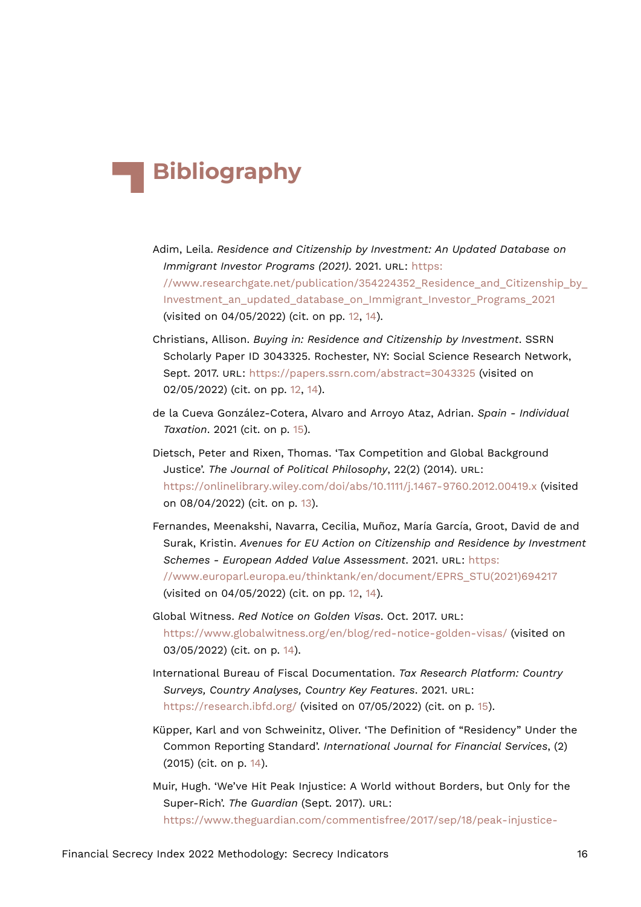# Bibliography

Adim, Leila. *Residence and Citizenship by Investment: An Updated Database on Immigrant Investor Programs (2021)*. 2021. URL: https://www.researchgate.net/publication/354224352_Residence_and_Citizenship_by_Investment_an_updated_database_on_Immigrant_Investor_Programs_2021 (visited on 04/05/2022) (cit. on pp. 12, 14).

Christians, Allison. *Buying in: Residence and Citizenship by Investment*. SSRN Scholarly Paper ID 3043325. Rochester, NY: Social Science Research Network, Sept. 2017. URL: https://papers.ssrn.com/abstract=3043325 (visited on 02/05/2022) (cit. on pp. 12, 14).

de la Cueva González-Cotera, Alvaro and Arroyo Ataz, Adrian. *Spain - Individual Taxation*. 2021 (cit. on p. 15).

Dietsch, Peter and Rixen, Thomas. 'Tax Competition and Global Background Justice'. *The Journal of Political Philosophy*, 22(2) (2014). URL: https://onlinelibrary.wiley.com/doi/abs/10.1111/j.1467-9760.2012.00419.x (visited on 08/04/2022) (cit. on p. 13).

Fernandes, Meenakshi, Navarra, Cecilia, Muñoz, María García, Groot, David de and Surak, Kristin. *Avenues for EU Action on Citizenship and Residence by Investment Schemes - European Added Value Assessment*. 2021. URL: https://www.europarl.europa.eu/thinktank/en/document/EPRS_STU(2021)694217 (visited on 04/05/2022) (cit. on pp. 12, 14).

Global Witness. *Red Notice on Golden Visas*. Oct. 2017. URL: https://www.globalwitness.org/en/blog/red-notice-golden-visas/ (visited on 03/05/2022) (cit. on p. 14).

International Bureau of Fiscal Documentation. *Tax Research Platform: Country Surveys, Country Analyses, Country Key Features*. 2021. URL: https://research.ibfd.org/ (visited on 07/05/2022) (cit. on p. 15).

Küpper, Karl and von Schweinitz, Oliver. 'The Definition of "Residency" Under the Common Reporting Standard'. *International Journal for Financial Services*, (2) (2015) (cit. on p. 14).

Muir, Hugh. 'We've Hit Peak Injustice: A World without Borders, but Only for the Super-Rich'. *The Guardian* (Sept. 2017). URL: https://www.theguardian.com/commentisfree/2017/sep/18/peak-injustice-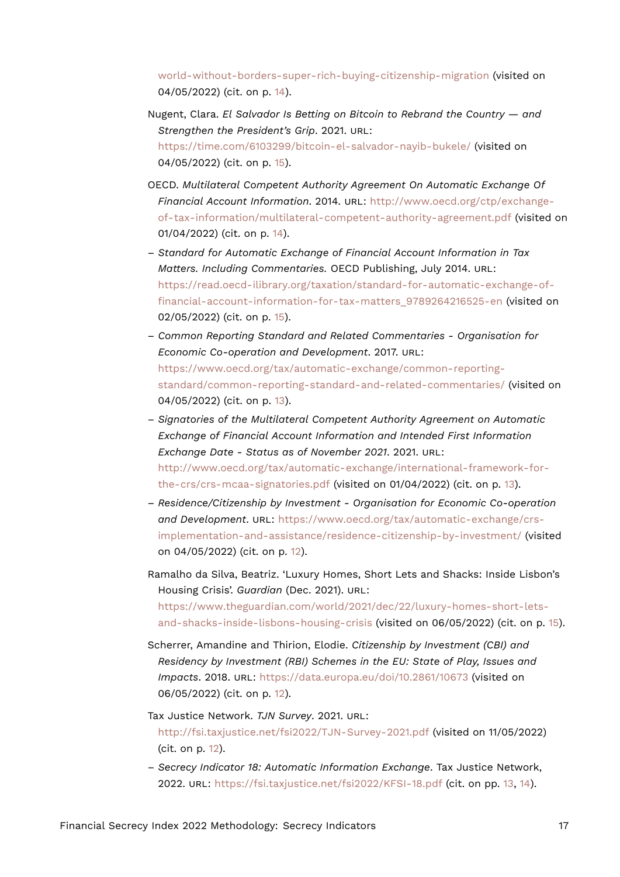world-without-borders-super-rich-buying-citizenship-migration (visited on 04/05/2022) (cit. on p. 14).

Nugent, Clara. *El Salvador Is Betting on Bitcoin to Rebrand the Country — and Strengthen the President's Grip*. 2021. URL: https://time.com/6103299/bitcoin-el-salvador-nayib-bukele/ (visited on 04/05/2022) (cit. on p. 15).

OECD. *Multilateral Competent Authority Agreement On Automatic Exchange Of Financial Account Information*. 2014. URL: http://www.oecd.org/ctp/exchange-of-tax-information/multilateral-competent-authority-agreement.pdf (visited on 01/04/2022) (cit. on p. 14).

– *Standard for Automatic Exchange of Financial Account Information in Tax Matters. Including Commentaries*. OECD Publishing, July 2014. URL: https://read.oecd-ilibrary.org/taxation/standard-for-automatic-exchange-of-financial-account-information-for-tax-matters_9789264216525-en (visited on 02/05/2022) (cit. on p. 15).

– *Common Reporting Standard and Related Commentaries - Organisation for Economic Co-operation and Development*. 2017. URL: https://www.oecd.org/tax/automatic-exchange/common-reporting-standard/common-reporting-standard-and-related-commentaries/ (visited on 04/05/2022) (cit. on p. 13).

– *Signatories of the Multilateral Competent Authority Agreement on Automatic Exchange of Financial Account Information and Intended First Information Exchange Date - Status as of November 2021*. 2021. URL: http://www.oecd.org/tax/automatic-exchange/international-framework-for-the-crs/crs-mcaa-signatories.pdf (visited on 01/04/2022) (cit. on p. 13).

– *Residence/Citizenship by Investment - Organisation for Economic Co-operation and Development*. URL: https://www.oecd.org/tax/automatic-exchange/crs-implementation-and-assistance/residence-citizenship-by-investment/ (visited on 04/05/2022) (cit. on p. 12).

Ramalho da Silva, Beatriz. 'Luxury Homes, Short Lets and Shacks: Inside Lisbon's Housing Crisis'. *Guardian* (Dec. 2021). URL: https://www.theguardian.com/world/2021/dec/22/luxury-homes-short-lets-and-shacks-inside-lisbons-housing-crisis (visited on 06/05/2022) (cit. on p. 15).

Scherrer, Amandine and Thirion, Elodie. *Citizenship by Investment (CBI) and Residency by Investment (RBI) Schemes in the EU: State of Play, Issues and Impacts*. 2018. URL: https://data.europa.eu/doi/10.2861/10673 (visited on 06/05/2022) (cit. on p. 12).

Tax Justice Network. *TJN Survey*. 2021. URL: http://fsi.taxjustice.net/fsi2022/TJN-Survey-2021.pdf (visited on 11/05/2022) (cit. on p. 12).

– *Secrecy Indicator 18: Automatic Information Exchange*. Tax Justice Network, 2022. URL: https://fsi.taxjustice.net/fsi2022/KFSI-18.pdf (cit. on pp. 13, 14).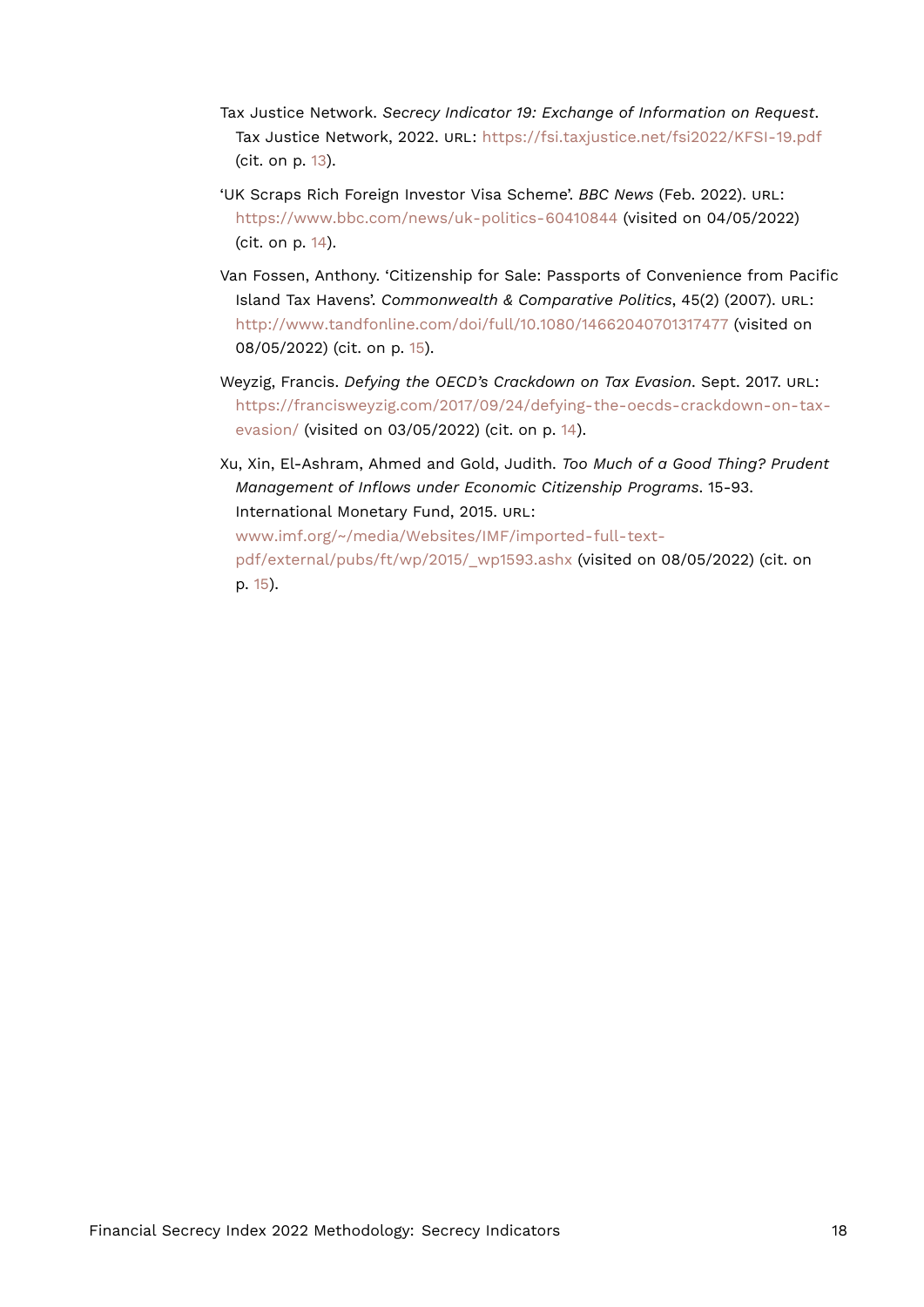Tax Justice Network. *Secrecy Indicator 19: Exchange of Information on Request*. Tax Justice Network, 2022. URL: https://fsi.taxjustice.net/fsi2022/KFSI-19.pdf (cit. on p. 13).

'UK Scraps Rich Foreign Investor Visa Scheme'. *BBC News* (Feb. 2022). URL: https://www.bbc.com/news/uk-politics-60410844 (visited on 04/05/2022) (cit. on p. 14).

Van Fossen, Anthony. 'Citizenship for Sale: Passports of Convenience from Pacific Island Tax Havens'. *Commonwealth & Comparative Politics*, 45(2) (2007). URL: http://www.tandfonline.com/doi/full/10.1080/14662040701317477 (visited on 08/05/2022) (cit. on p. 15).

Weyzig, Francis. *Defying the OECD's Crackdown on Tax Evasion*. Sept. 2017. URL: https://francisweyzig.com/2017/09/24/defying-the-oecds-crackdown-on-tax-evasion/ (visited on 03/05/2022) (cit. on p. 14).

Xu, Xin, El-Ashram, Ahmed and Gold, Judith. *Too Much of a Good Thing? Prudent Management of Inflows under Economic Citizenship Programs*. 15-93. International Monetary Fund, 2015. URL: www.imf.org/~/media/Websites/IMF/imported-full-text-pdf/external/pubs/ft/wp/2015/_wp1593.ashx (visited on 08/05/2022) (cit. on p. 15).